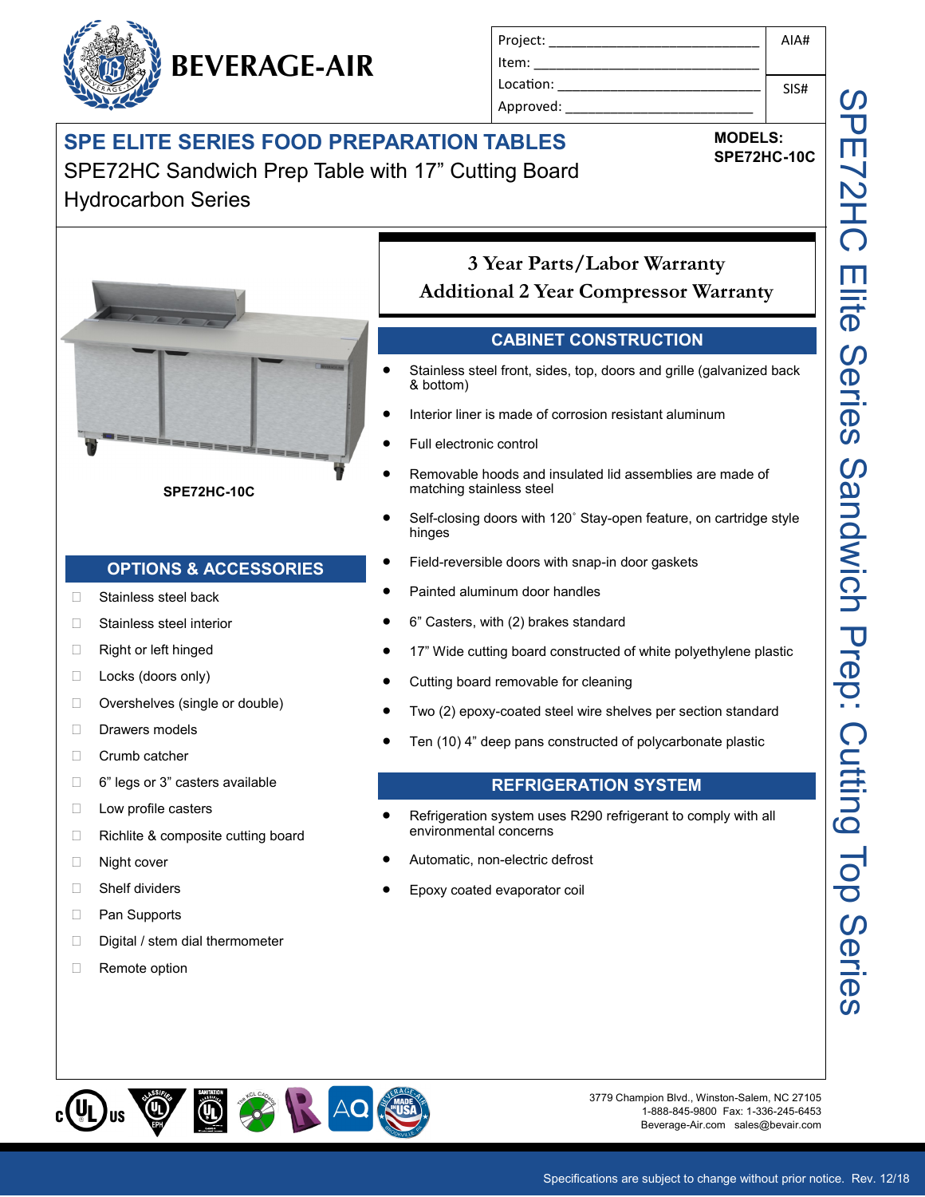# BEVERAGE-AIR

| Project: | AIA# |
|---|---|
| Item: | |
| Location: | SIS# |
| Approved: | |

## SPE ELITE SERIES FOOD PREPARATION TABLES

SPE72HC Sandwich Prep Table with 17" Cutting Board
Hydrocarbon Series

**MODELS:**
**SPE72HC-10C**

SPE72HC Elite Series Sandwich Prep: Cutting Top Series

**SPE72HC-10C**

**3 Year Parts/Labor Warranty**
**Additional 2 Year Compressor Warranty**

### CABINET CONSTRUCTION

- Stainless steel front, sides, top, doors and grille (galvanized back & bottom)
- Interior liner is made of corrosion resistant aluminum
- Full electronic control
- Removable hoods and insulated lid assemblies are made of matching stainless steel
- Self-closing doors with 120˚ Stay-open feature, on cartridge style hinges
- Field-reversible doors with snap-in door gaskets
- Painted aluminum door handles
- 6" Casters, with (2) brakes standard
- 17" Wide cutting board constructed of white polyethylene plastic
- Cutting board removable for cleaning
- Two (2) epoxy-coated steel wire shelves per section standard
- Ten (10) 4" deep pans constructed of polycarbonate plastic

### REFRIGERATION SYSTEM

- Refrigeration system uses R290 refrigerant to comply with all environmental concerns
- Automatic, non-electric defrost
- Epoxy coated evaporator coil

### OPTIONS & ACCESSORIES

- ☐ Stainless steel back
- ☐ Stainless steel interior
- ☐ Right or left hinged
- ☐ Locks (doors only)
- ☐ Overshelves (single or double)
- ☐ Drawers models
- ☐ Crumb catcher
- ☐ 6" legs or 3" casters available
- ☐ Low profile casters
- ☐ Richlite & composite cutting board
- ☐ Night cover
- ☐ Shelf dividers
- ☐ Pan Supports
- ☐ Digital / stem dial thermometer
- ☐ Remote option

3779 Champion Blvd., Winston-Salem, NC 27105
1-888-845-9800 Fax: 1-336-245-6453
Beverage-Air.com sales@bevair.com

Specifications are subject to change without prior notice. Rev. 12/18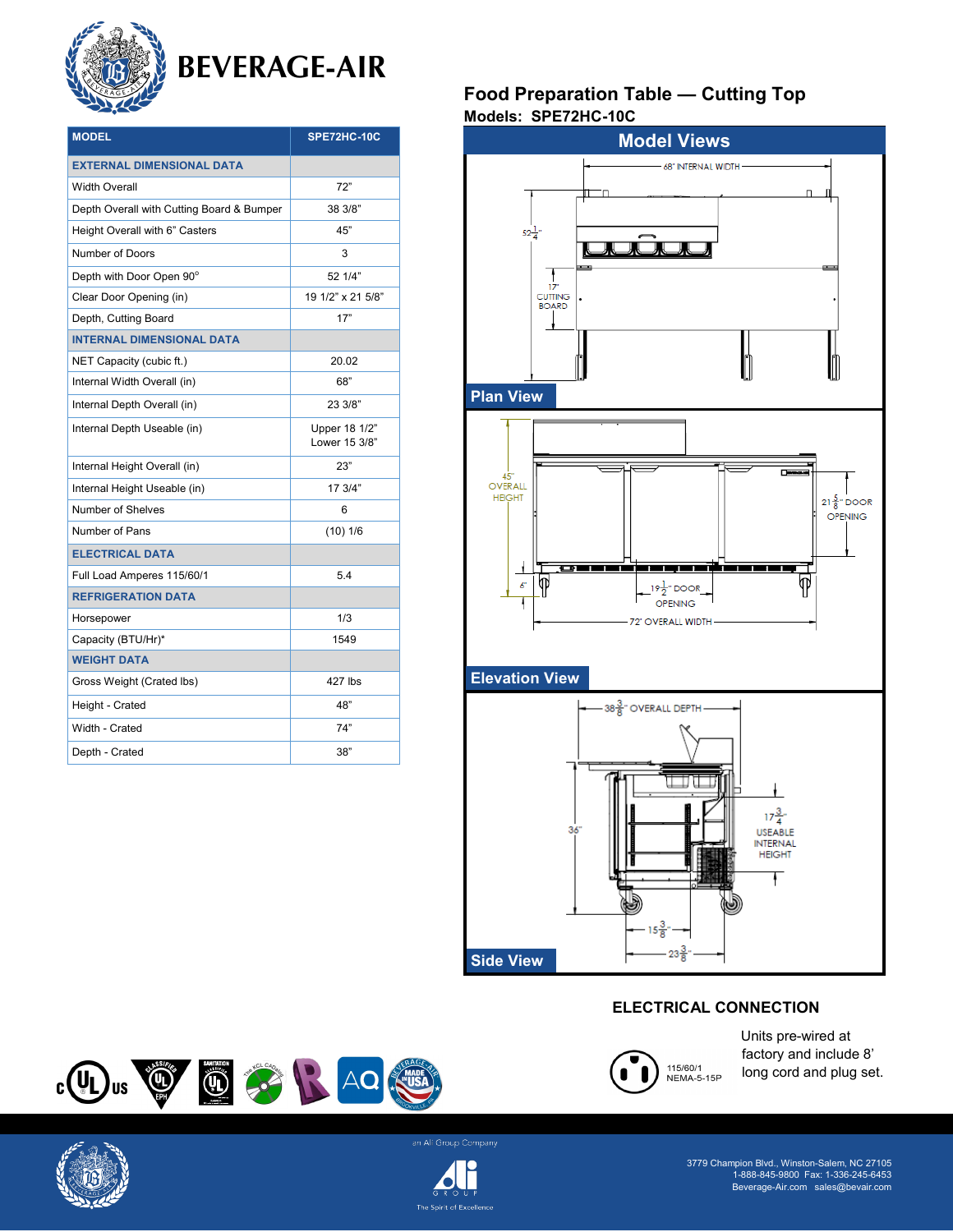# BEVERAGE-AIR

## Food Preparation Table — Cutting Top

**Models: SPE72HC-10C**

| MODEL | SPE72HC-10C |
|---|---|
| **EXTERNAL DIMENSIONAL DATA** | |
| Width Overall | 72" |
| Depth Overall with Cutting Board & Bumper | 38 3/8" |
| Height Overall with 6" Casters | 45" |
| Number of Doors | 3 |
| Depth with Door Open 90° | 52 1/4" |
| Clear Door Opening (in) | 19 1/2" x 21 5/8" |
| Depth, Cutting Board | 17" |
| **INTERNAL DIMENSIONAL DATA** | |
| NET Capacity (cubic ft.) | 20.02 |
| Internal Width Overall (in) | 68" |
| Internal Depth Overall (in) | 23 3/8" |
| Internal Depth Useable (in) | Upper 18 1/2" Lower 15 3/8" |
| Internal Height Overall (in) | 23" |
| Internal Height Useable (in) | 17 3/4" |
| Number of Shelves | 6 |
| Number of Pans | (10) 1/6 |
| **ELECTRICAL DATA** | |
| Full Load Amperes 115/60/1 | 5.4 |
| **REFRIGERATION DATA** | |
| Horsepower | 1/3 |
| Capacity (BTU/Hr)* | 1549 |
| **WEIGHT DATA** | |
| Gross Weight (Crated lbs) | 427 lbs |
| Height - Crated | 48" |
| Width - Crated | 74" |
| Depth - Crated | 38" |

## Model Views

### Plan View

68" INTERNAL WIDTH
52 1/4"
17" CUTTING BOARD

### Elevation View

45" OVERALL HEIGHT
21 5/8" DOOR OPENING
6"
19 1/2" DOOR OPENING
72" OVERALL WIDTH

### Side View

38 3/8" OVERALL DEPTH
36"
17 3/4" USEABLE INTERNAL HEIGHT
15 3/8"
23 3/8"

## ELECTRICAL CONNECTION

115/60/1
NEMA-5-15P

Units pre-wired at factory and include 8' long cord and plug set.

an Ali Group Company

The Spirit of Excellence

3779 Champion Blvd., Winston-Salem, NC 27105
1-888-845-9800 Fax: 1-336-245-6453
Beverage-Air.com sales@bevair.com